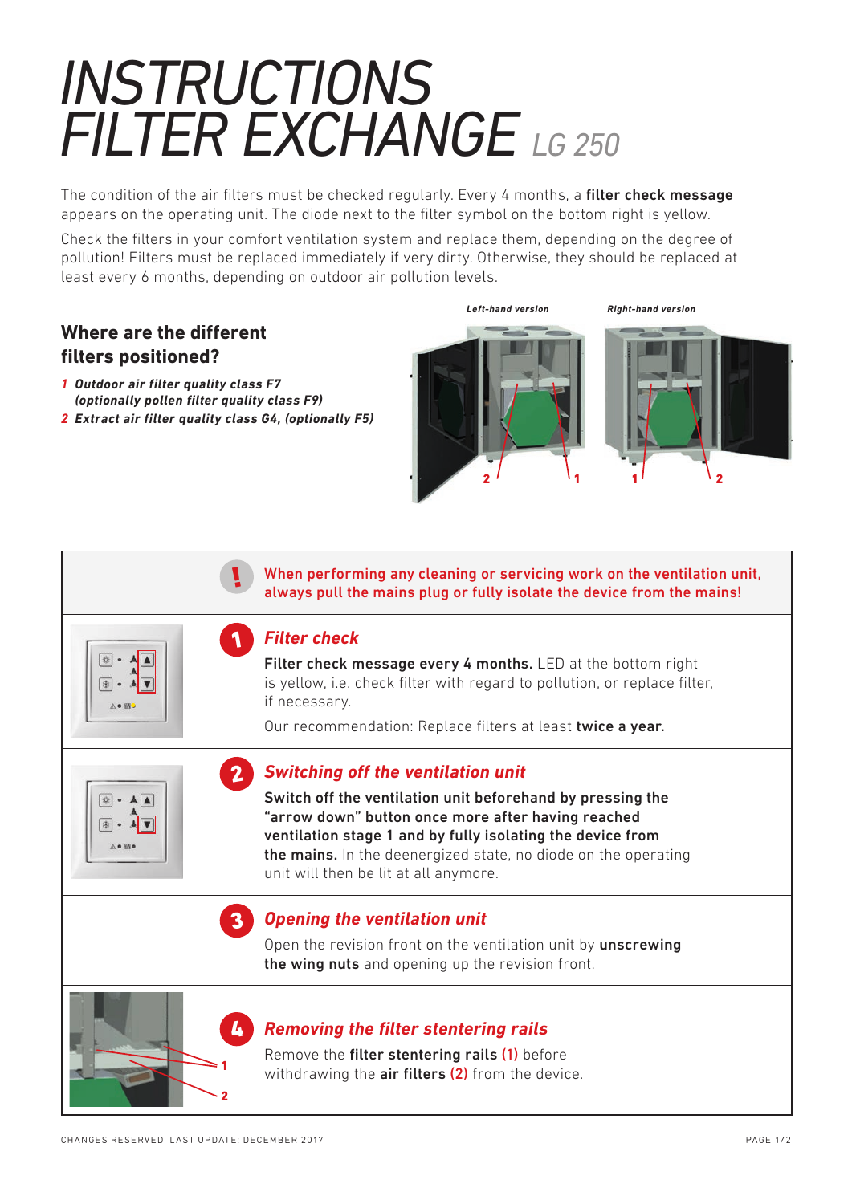# INSTRUCTIONS FILTER EXCHANGE *LG 250*

The condition of the air filters must be checked regularly. Every 4 months, a **filter check message** appears on the operating unit. The diode next to the filter symbol on the bottom right is yellow.

Check the filters in your comfort ventilation system and replace them, depending on the degree of pollution! Filters must be replaced immediately if very dirty. Otherwise, they should be replaced at least every 6 months, depending on outdoor air pollution levels.

## Where are the different filters positioned?

1. ***Outdoor air filter quality class F7 (optionally pollen filter quality class F9)***
2. ***Extract air filter quality class G4, (optionally F5)***

***Left-hand version*** — 2, 1

***Right-hand version*** — 1, 2

**! When performing any cleaning or servicing work on the ventilation unit, always pull the mains plug or fully isolate the device from the mains!**

### 1 *Filter check*

**Filter check message every 4 months.** LED at the bottom right is yellow, i.e. check filter with regard to pollution, or replace filter, if necessary.

Our recommendation: Replace filters at least **twice a year.**

### 2 *Switching off the ventilation unit*

**Switch off the ventilation unit beforehand by pressing the "arrow down" button once more after having reached ventilation stage 1 and by fully isolating the device from the mains.** In the deenergized state, no diode on the operating unit will then be lit at all anymore.

### 3 *Opening the ventilation unit*

Open the revision front on the ventilation unit by **unscrewing the wing nuts** and opening up the revision front.

### 4 *Removing the filter stentering rails*

Remove the **filter stentering rails (1)** before withdrawing the **air filters (2)** from the device.

CHANGES RESERVED. LAST UPDATE: DECEMBER 2017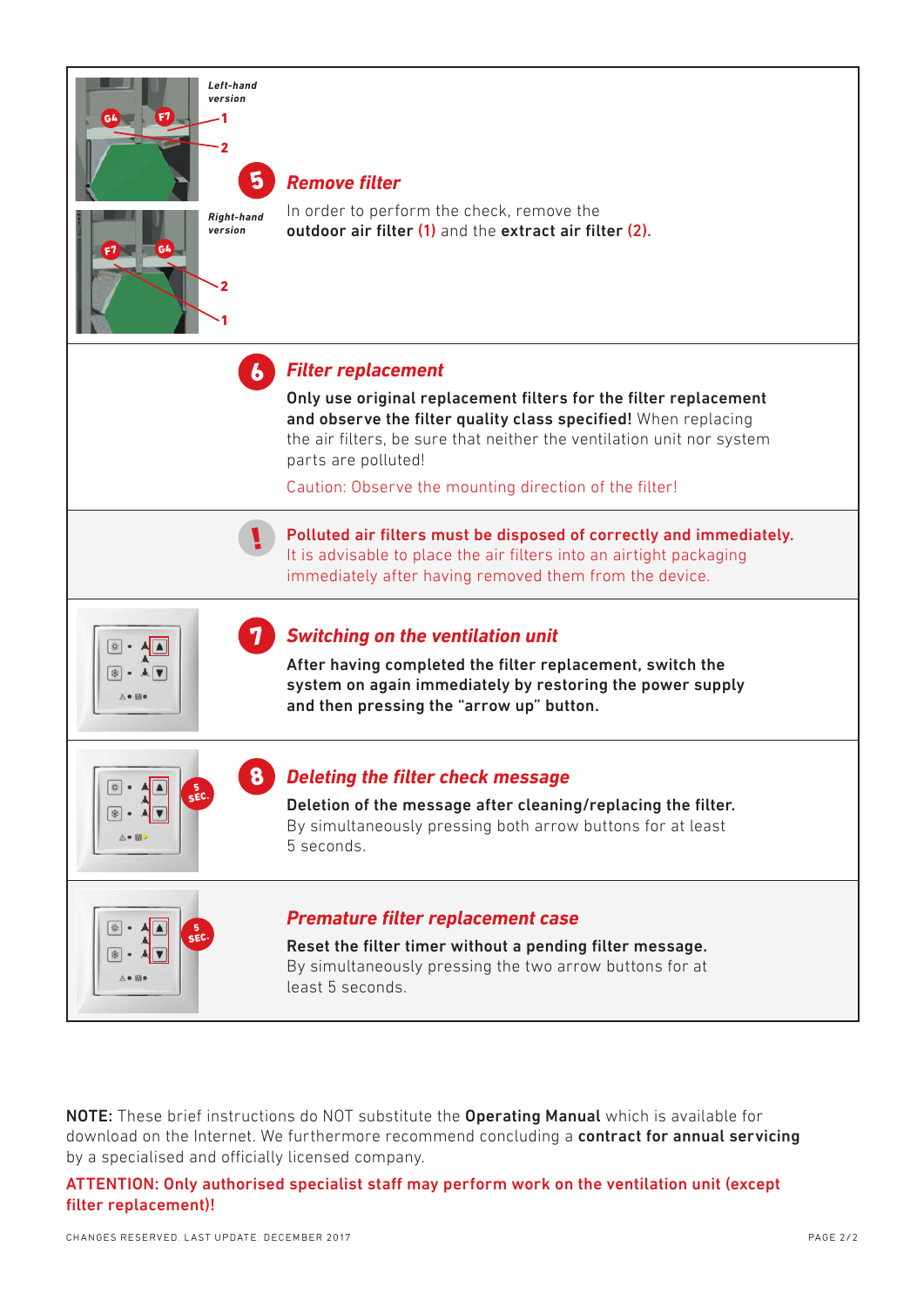Left-hand version

G4 F7 1 2

Right-hand version

F7 G4 2 1

## 5 *Remove filter*

In order to perform the check, remove the **outdoor air filter (1)** and the **extract air filter (2).**

## 6 *Filter replacement*

**Only use original replacement filters for the filter replacement and observe the filter quality class specified!** When replacing the air filters, be sure that neither the ventilation unit nor system parts are polluted!

Caution: Observe the mounting direction of the filter!

**! Polluted air filters must be disposed of correctly and immediately.** It is advisable to place the air filters into an airtight packaging immediately after having removed them from the device.

## 7 *Switching on the ventilation unit*

**After having completed the filter replacement, switch the system on again immediately by restoring the power supply and then pressing the "arrow up" button.**

## 8 *Deleting the filter check message*

5 SEC.

**Deletion of the message after cleaning/replacing the filter.** By simultaneously pressing both arrow buttons for at least 5 seconds.

## *Premature filter replacement case*

5 SEC.

**Reset the filter timer without a pending filter message.** By simultaneously pressing the two arrow buttons for at least 5 seconds.

**NOTE:** These brief instructions do NOT substitute the **Operating Manual** which is available for download on the Internet. We furthermore recommend concluding a **contract for annual servicing** by a specialised and officially licensed company.

**ATTENTION: Only authorised specialist staff may perform work on the ventilation unit (except filter replacement)!**

CHANGES RESERVED. LAST UPDATE: DECEMBER 2017